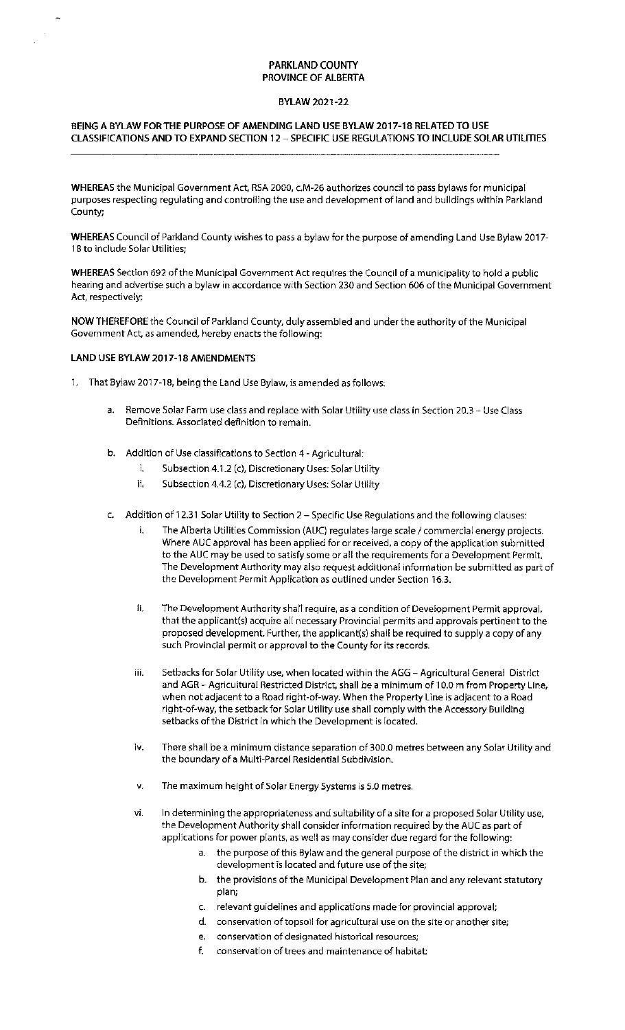# PARKLAND COUNTY
# PROVINCE OF ALBERTA

## BYLAW 2021-22

**BEING A BYLAW FOR THE PURPOSE OF AMENDING LAND USE BYLAW 2017-18 RELATED TO USE CLASSIFICATIONS AND TO EXPAND SECTION 12 – SPECIFIC USE REGULATIONS TO INCLUDE SOLAR UTILITIES**

---

**WHEREAS** the Municipal Government Act, RSA 2000, c.M-26 authorizes council to pass bylaws for municipal purposes respecting regulating and controlling the use and development of land and buildings within Parkland County;

**WHEREAS** Council of Parkland County wishes to pass a bylaw for the purpose of amending Land Use Bylaw 2017-18 to include Solar Utilities;

**WHEREAS** Section 692 of the Municipal Government Act requires the Council of a municipality to hold a public hearing and advertise such a bylaw in accordance with Section 230 and Section 606 of the Municipal Government Act, respectively;

**NOW THEREFORE** the Council of Parkland County, duly assembled and under the authority of the Municipal Government Act, as amended, hereby enacts the following:

**LAND USE BYLAW 2017-18 AMENDMENTS**

1. That Bylaw 2017-18, being the Land Use Bylaw, is amended as follows:

   a. Remove Solar Farm use class and replace with Solar Utility use class in Section 20.3 – Use Class Definitions. Associated definition to remain.

   b. Addition of Use classifications to Section 4 - Agricultural:

      i. Subsection 4.1.2 (c), Discretionary Uses: Solar Utility

      ii. Subsection 4.4.2 (c), Discretionary Uses: Solar Utility

   c. Addition of 12.31 Solar Utility to Section 2 – Specific Use Regulations and the following clauses:

      i. The Alberta Utilities Commission (AUC) regulates large scale / commercial energy projects. Where AUC approval has been applied for or received, a copy of the application submitted to the AUC may be used to satisfy some or all the requirements for a Development Permit. The Development Authority may also request additional information be submitted as part of the Development Permit Application as outlined under Section 16.3.

      ii. The Development Authority shall require, as a condition of Development Permit approval, that the applicant(s) acquire all necessary Provincial permits and approvals pertinent to the proposed development. Further, the applicant(s) shall be required to supply a copy of any such Provincial permit or approval to the County for its records.

      iii. Setbacks for Solar Utility use, when located within the AGG – Agricultural General District and AGR - Agricultural Restricted District, shall be a minimum of 10.0 m from Property Line, when not adjacent to a Road right-of-way. When the Property Line is adjacent to a Road right-of-way, the setback for Solar Utility use shall comply with the Accessory Building setbacks of the District in which the Development is located.

      iv. There shall be a minimum distance separation of 300.0 metres between any Solar Utility and the boundary of a Multi-Parcel Residential Subdivision.

      v. The maximum height of Solar Energy Systems is 5.0 metres.

      vi. In determining the appropriateness and suitability of a site for a proposed Solar Utility use, the Development Authority shall consider information required by the AUC as part of applications for power plants, as well as may consider due regard for the following:

         a. the purpose of this Bylaw and the general purpose of the district in which the development is located and future use of the site;

         b. the provisions of the Municipal Development Plan and any relevant statutory plan;

         c. relevant guidelines and applications made for provincial approval;

         d. conservation of topsoil for agricultural use on the site or another site;

         e. conservation of designated historical resources;

         f. conservation of trees and maintenance of habitat;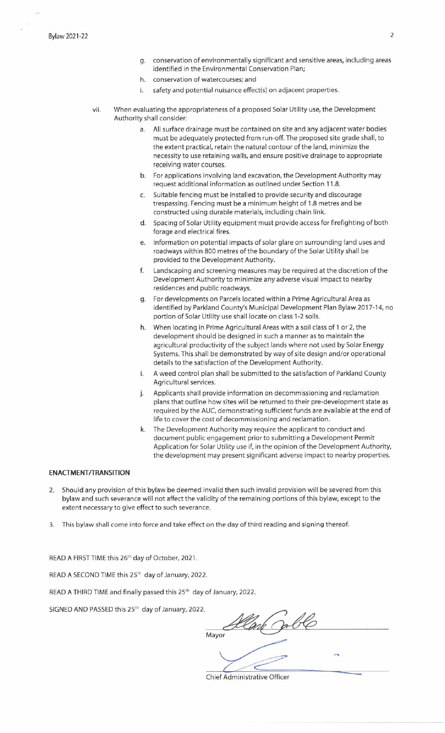g. conservation of environmentally significant and sensitive areas, including areas identified in the Environmental Conservation Plan;

h. conservation of watercourses; and

i. safety and potential nuisance effect(s) on adjacent properties.

vii. When evaluating the appropriateness of a proposed Solar Utility use, the Development Authority shall consider:

a. All surface drainage must be contained on site and any adjacent water bodies must be adequately protected from run-off. The proposed site grade shall, to the extent practical, retain the natural contour of the land, minimize the necessity to use retaining walls, and ensure positive drainage to appropriate receiving water courses.

b. For applications involving land excavation, the Development Authority may request additional information as outlined under Section 11.8.

c. Suitable fencing must be installed to provide security and discourage trespassing. Fencing must be a minimum height of 1.8 metres and be constructed using durable materials, including chain link.

d. Spacing of Solar Utility equipment must provide access for firefighting of both forage and electrical fires.

e. Information on potential impacts of solar glare on surrounding land uses and roadways within 800 metres of the boundary of the Solar Utility shall be provided to the Development Authority.

f. Landscaping and screening measures may be required at the discretion of the Development Authority to minimize any adverse visual impact to nearby residences and public roadways.

g. For developments on Parcels located within a Prime Agricultural Area as identified by Parkland County's Municipal Development Plan Bylaw 2017-14, no portion of Solar Utility use shall locate on class 1-2 soils.

h. When locating in Prime Agricultural Areas with a soil class of 1 or 2, the development should be designed in such a manner as to maintain the agricultural productivity of the subject lands where not used by Solar Energy Systems. This shall be demonstrated by way of site design and/or operational details to the satisfaction of the Development Authority.

i. A weed control plan shall be submitted to the satisfaction of Parkland County Agricultural services.

j. Applicants shall provide information on decommissioning and reclamation plans that outline how sites will be returned to their pre-development state as required by the AUC, demonstrating sufficient funds are available at the end of life to cover the cost of decommissioning and reclamation.

k. The Development Authority may require the applicant to conduct and document public engagement prior to submitting a Development Permit Application for Solar Utility use if, in the opinion of the Development Authority, the development may present significant adverse impact to nearby properties.

**ENACTMENT/TRANSITION**

2. Should any provision of this bylaw be deemed invalid then such invalid provision will be severed from this bylaw and such severance will not affect the validity of the remaining portions of this bylaw, except to the extent necessary to give effect to such severance.

3. This bylaw shall come into force and take effect on the day of third reading and signing thereof.

READ A FIRST TIME this 26th day of October, 2021.

READ A SECOND TIME this 25th day of January, 2022.

READ A THIRD TIME and finally passed this 25th day of January, 2022.

SIGNED AND PASSED this 25th day of January, 2022.

Mayor

Chief Administrative Officer